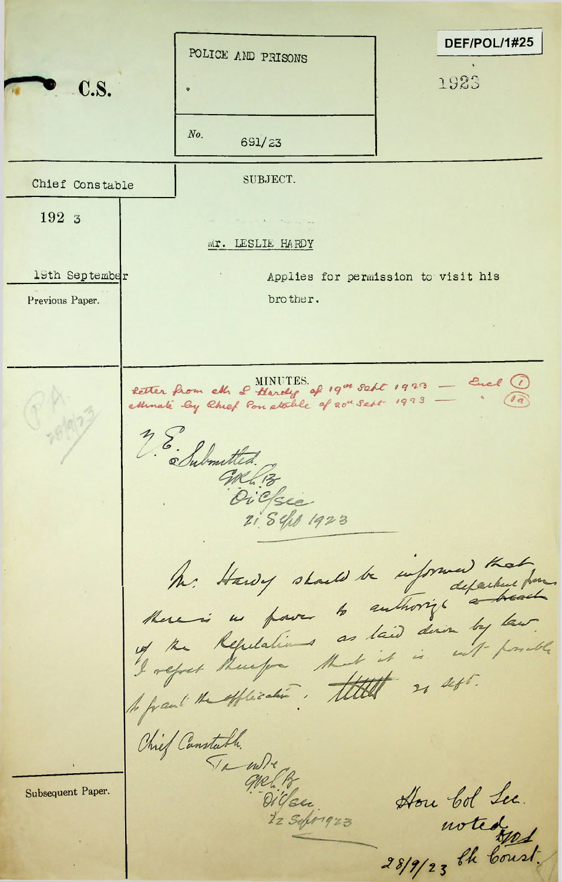DEF/POL/1#25

C.S.

POLICE AND PRISONS

No. 691/23

1923

Chief Constable

1923

19th September

Previous Paper.

SUBJECT.

Mr. LESLIE HARDY

Applies for permission to visit his brother.

MINUTES.

Letter from Mr. L. Hardy of 19th Sept 1923 — Encl (1)
Minute by Chief Constable of 20th Sept 1923 — " (1a)

P.A. 28/9/23

H.E.
Submitted.
G.R.L.B.
Ci C/Sec
21 Sept 1923

Mr. Hardy should be informed that there is no power to authorise departure from of the Regulations as laid down by law. I regret therefore that it is not possible to grant the application. 21 Sept.

Chief Constable.
To note
G.R.L.B.
Ci C/Sec
22 Sept 1923

Subsequent Paper.

Hon Col Sec.
noted
28/9/23 Ch Const.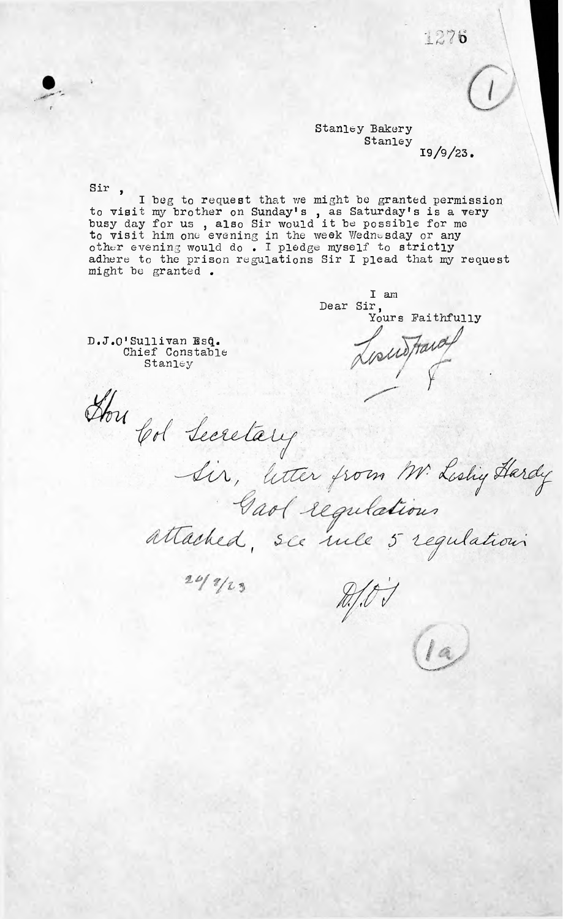1276

(1)

Stanley Bakery
Stanley
I9/9/23.

Sir ,

I beg to request that we might be granted permission to visit my brother on Sunday's , as Saturday's is a very busy day for us , also Sir would it be possible for me to visit him one evening in the week Wednesday or any other evening would do . I pledge myself to strictly adhere to the prison regulations Sir I plead that my request might be granted .

I am
Dear Sir,
Yours Faithfully

Leslie Hardy

D.J.O'Sullivan Esq.
Chief Constable
Stanley

Hon Col Secretary

Sir, letter from Mr Leslie Hardy
Gaol regulations
attached, see rule 5 regulations

20/9/23

D.J.O'S

(1a)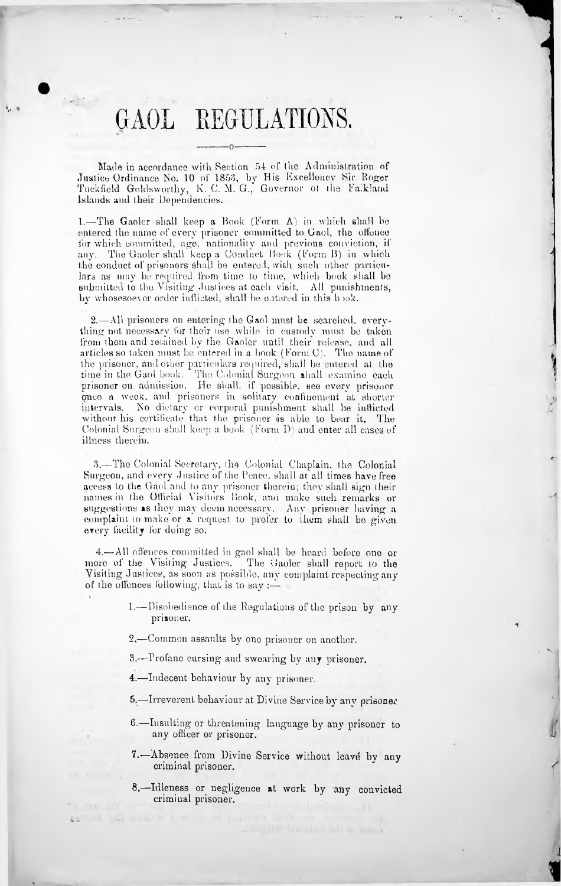# GAOL REGULATIONS.

Made in accordance with Section 54 of the Administration of Justice Ordinance No. 10 of 1853, by His Excellency Sir Roger Tuckfield Goldsworthy, K. C. M. G., Governor of the Falkland Islands and their Dependencies.

1.—The Gaoler shall keep a Book (Form A) in which shall be entered the name of every prisoner committed to Gaol, the offence for which committed, age, nationality and previous conviction, if any. The Gaoler shall keep a Conduct Book (Form B) in which the conduct of prisoners shall be entered, with such other particulars as may be required from time to time, which book shall be submitted to the Visiting Justices at each visit. All punishments, by whomsoever order inflicted, shall be entered in this book.

2.—All prisoners on entering the Gaol must be searched, everything not necessary for their use while in custody must be taken from them and retained by the Gaoler until their release, and all articles so taken must be entered in a book (Form C). The name of the prisoner, and other particulars required, shall be entered at the time in the Gaol book. The Colonial Surgeon shall examine each prisoner on admission. He shall, if possible, see every prisoner once a week, and prisoners in solitary confinement at shorter intervals. No dietary or corporal punishment shall be inflicted without his certificate that the prisoner is able to bear it. The Colonial Surgeon shall keep a book (Form D) and enter all cases of illness therein.

3.—The Colonial Secretary, the Colonial Chaplain, the Colonial Surgeon, and every Justice of the Peace, shall at all times have free access to the Gaol and to any prisoner therein; they shall sign their names in the Official Visitors Book, and make such remarks or suggestions as they may deem necessary. Any prisoner having a complaint to make or a request to prefer to them shall be given every facility for doing so.

4.—All offences committed in gaol shall be heard before one or more of the Visiting Justices. The Gaoler shall report to the Visiting Justices, as soon as possible, any complaint respecting any of the offences following, that is to say :—

1.—Disobedience of the Regulations of the prison by any prisoner.

2.—Common assaults by one prisoner on another.

3.—Profane cursing and swearing by any prisoner.

4.—Indecent behaviour by any prisoner.

5.—Irreverent behaviour at Divine Service by any prisoner

6.—Insulting or threatening language by any prisoner to any officer or prisoner.

7.—Absence from Divine Service without leavé by any criminal prisoner.

8.—Idleness or negligence at work by any convicted criminal prisoner.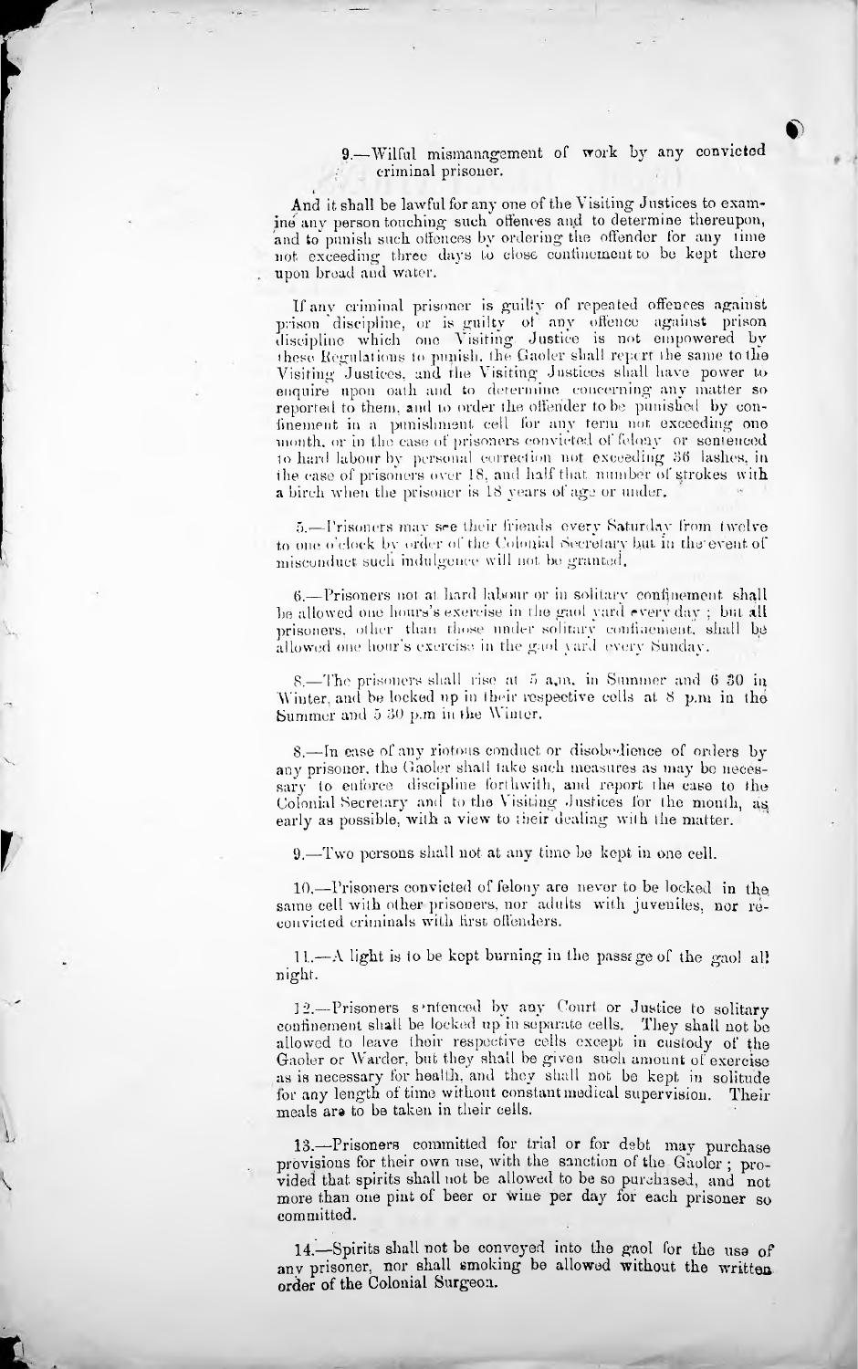9.—Wilful mismanagement of work by any convicted criminal prisoner.

And it shall be lawful for any one of the Visiting Justices to examine any person touching such offences and to determine thereupon, and to punish such offences by ordering the offender for any time not exceeding three days to close confinement to be kept there upon bread and water.

If any criminal prisoner is guilty of repeated offences against prison discipline, or is guilty of any offence against prison discipline which one Visiting Justice is not empowered by these Regulations to punish, the Gaoler shall report the same to the Visiting Justices, and the Visiting Justices shall have power to enquire upon oath and to determine concerning any matter so reported to them, and to order the offender to be punished by confinement in a punishment cell for any term not exceeding one month, or in the case of prisoners convicted of felony or sentenced to hard labour by personal correction not exceeding 36 lashes, in the case of prisoners over 18, and half that number of strokes with a birch when the prisoner is 18 years of age or under.

5.—Prisoners may see their friends every Saturday from twelve to one o'clock by order of the Colonial Secretary but in the event of misconduct such indulgence will not be granted.

6.—Prisoners not at hard labour or in solitary confinement shall be allowed one hours's exercise in the gaol yard every day; but all prisoners, other than those under solitary confinement, shall be allowed one hour's exercise in the gaol yard every Sunday.

8.—The prisoners shall rise at 5 a.m. in Summer and 6 30 in Winter, and be locked up in their respective cells at 8 p.m in the Summer and 5 30 p.m in the Winter.

8.—In case of any riotous conduct or disobedience of orders by any prisoner, the Gaoler shall take such measures as may be necessary to enforce discipline forthwith, and report the case to the Colonial Secretary and to the Visiting Justices for the month, as early as possible, with a view to their dealing with the matter.

9.—Two persons shall not at any time be kept in one cell.

10.—Prisoners convicted of felony are never to be locked in the same cell with other prisoners, nor adults with juveniles, nor re-convicted criminals with first offenders.

11.—A light is to be kept burning in the passage of the gaol all night.

12.—Prisoners sentenced by any Court or Justice to solitary confinement shall be locked up in separate cells. They shall not be allowed to leave their respective cells except in custody of the Gaoler or Warder, but they shall be given such amount of exercise as is necessary for health, and they shall not be kept in solitude for any length of time without constant medical supervision. Their meals are to be taken in their cells.

13.—Prisoners committed for trial or for debt may purchase provisions for their own use, with the sanction of the Gaoler; provided that spirits shall not be allowed to be so purchased, and not more than one pint of beer or wine per day for each prisoner so committed.

14.—Spirits shall not be conveyed into the gaol for the use of any prisoner, nor shall smoking be allowed without the written order of the Colonial Surgeon.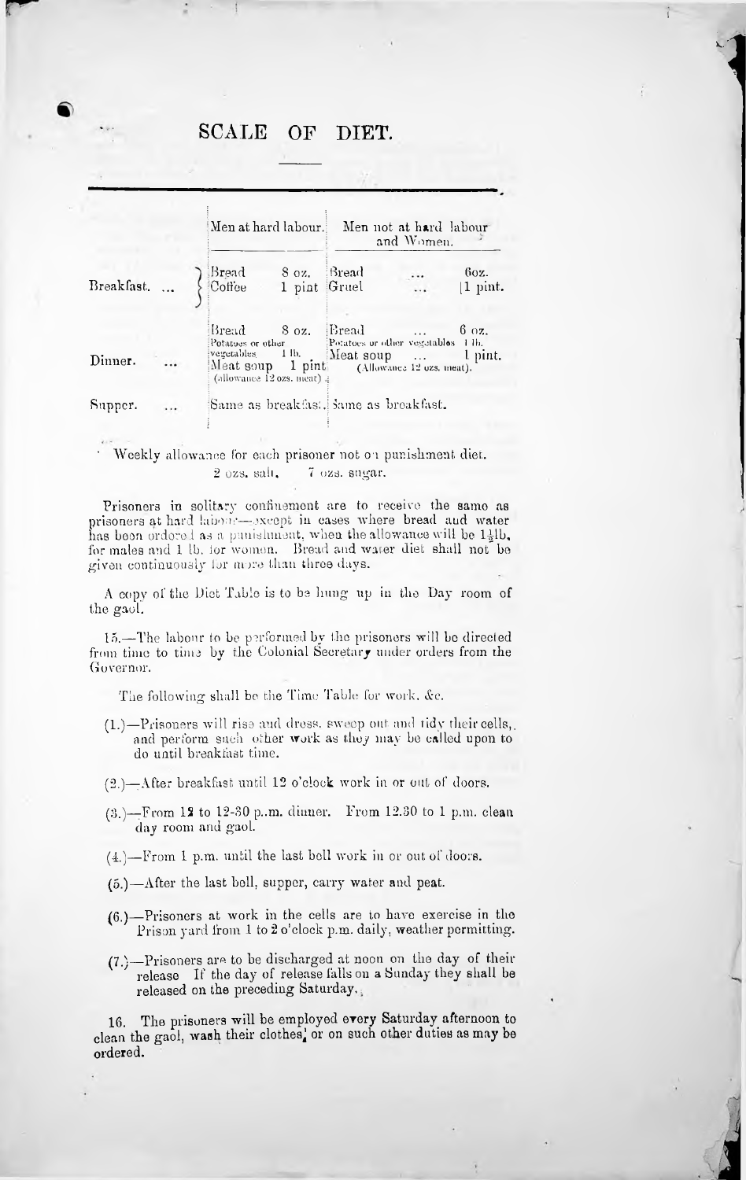# SCALE OF DIET.

| | Men at hard labour. | Men not at hard labour and Women. |
|---|---|---|
| Breakfast. ... | Bread 8 oz. Coffee 1 pint | Bread ... 6oz. Gruel ... 1 pint. |
| Dinner. ... | Bread 8 oz. Potatoes or other vegetables 1 lb. Meat soup 1 pint (allowance 12 ozs. meat) | Bread ... 6 oz. Potatoes or other vegetables 1 lb. Meat soup ... 1 pint. (Allowance 12 ozs. meat). |
| Supper. ... | Same as breakfast. | Same as breakfast. |

Weekly allowance for each prisoner not on punishment diet.
2 ozs. salt, 7 ozs. sugar.

Prisoners in solitary confinement are to receive the same as prisoners at hard labour—except in cases where bread and water has been ordered as a punishment, when the allowance will be 1½lb. for males and 1 lb. for women. Bread and water diet shall not be given continuously for more than three days.

A copy of the Diet Table is to be hung up in the Day room of the gaol.

15.—The labour to be performed by the prisoners will be directed from time to time by the Colonial Secretary under orders from the Governor.

The following shall be the Time Table for work, &c.

(1.)—Prisoners will rise and dress, sweep out and tidy their cells, and perform such other work as they may be called upon to do until breakfast time.

(2.)—After breakfast until 12 o'clock work in or out of doors.

(3.)—From 12 to 12-30 p.m. dinner. From 12.30 to 1 p.m. clean day room and gaol.

(4.)—From 1 p.m. until the last bell work in or out of doors.

(5.)—After the last bell, supper, carry water and peat.

(6.)—Prisoners at work in the cells are to have exercise in the Prison yard from 1 to 2 o'clock p.m. daily, weather permitting.

(7.)—Prisoners are to be discharged at noon on the day of their release If the day of release falls on a Sunday they shall be released on the preceding Saturday.

16. The prisoners will be employed every Saturday afternoon to clean the gaol, wash their clothes, or on such other duties as may be ordered.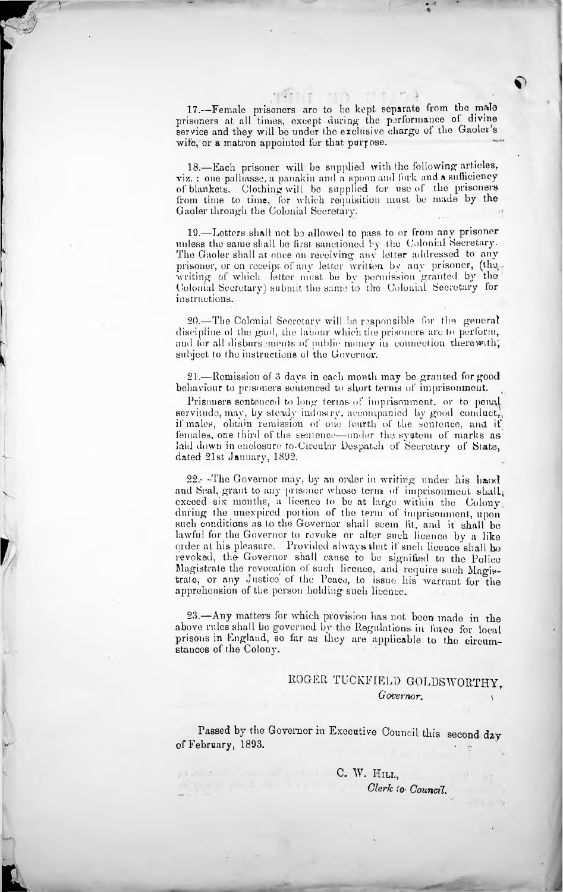17.—Female prisoners are to be kept separate from the male prisoners at all times, except during the performance of divine service and they will be under the exclusive charge of the Gaoler's wife, or a matron appointed for that purpose.

18.—Each prisoner will be supplied with the following articles, viz. : one palliasse, a panakin and a spoon and fork and a sufficiency of blankets. Clothing will be supplied for use of the prisoners from time to time, for which requisition must be made by the Gaoler through the Colonial Secretary.

19.—Letters shall not be allowed to pass to or from any prisoner unless the same shall be first sanctioned by the Colonial Secretary. The Gaoler shall at once on receiving any letter addressed to any prisoner, or on receipt of any letter written by any prisoner, (the writing of which letter must be by permission granted by the Colonial Secretary) submit the same to the Colonial Secretary for instructions.

20.—The Colonial Secretary will be responsible for the general discipline of the gaol, the labour which the prisoners are to perform, and for all disbursements of public money in connection therewith, subject to the instructions of the Governor.

21.—Remission of 3 days in each month may be granted for good behaviour to prisoners sentenced to short terms of imprisonment.

Prisoners sentenced to long terms of imprisonment, or to penal servitude, may, by steady industry, accompanied by good conduct, if males, obtain remission of one fourth of the sentence, and if females, one third of the sentence—under the system of marks as laid down in enclosure to Circular Despatch of Secretary of State, dated 21st January, 1892.

22.—The Governor may, by an order in writing under his hand and Seal, grant to any prisoner whose term of imprisonment shall exceed six months, a licence to be at large within the Colony during the unexpired portion of the term of imprisonment, upon such conditions as to the Governor shall seem fit, and it shall be lawful for the Governor to revoke or alter such licence by a like order at his pleasure. Provided always that if such licence shall be revoked, the Governor shall cause to be signified to the Police Magistrate the revocation of such licence, and require such Magistrate, or any Justice of the Peace, to issue his warrant for the apprehension of the person holding such licence.

23.—Any matters for which provision has not been made in the above rules shall be governed by the Regulations in force for local prisons in England, so far as they are applicable to the circumstances of the Colony.

ROGER TUCKFIELD GOLDSWORTHY,
*Governor.*

Passed by the Governor in Executive Council this second day of February, 1893.

C. W. HILL,
*Clerk to Council.*